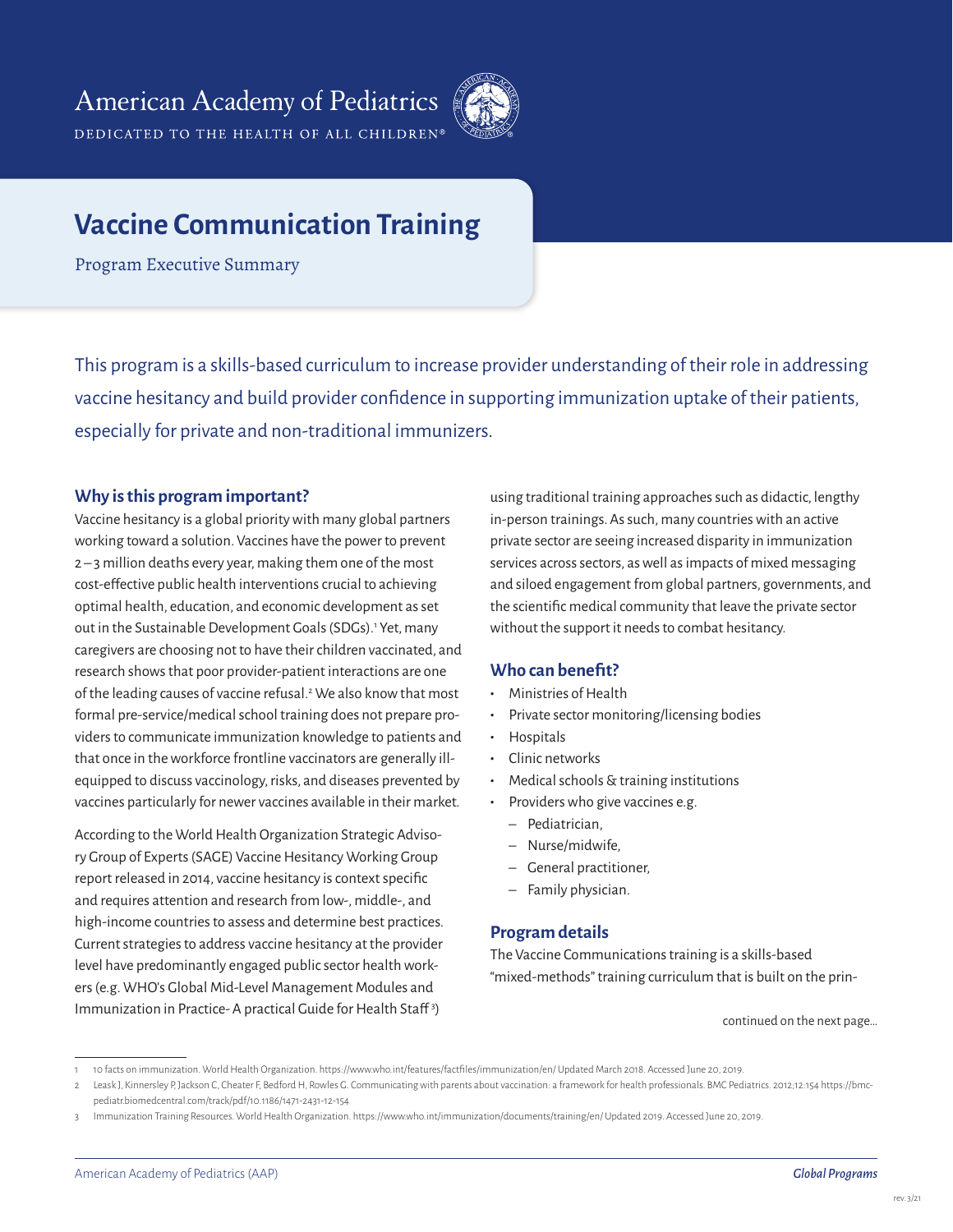American Academy of Pediatrics

DEDICATED TO THE HEALTH OF ALL CHILDREN®

# Vaccine Communication Training

Program Executive Summary

This program is a skills-based curriculum to increase provider understanding of their role in addressing vaccine hesitancy and build provider confidence in supporting immunization uptake of their patients, especially for private and non-traditional immunizers.

## Why is this program important?

Vaccine hesitancy is a global priority with many global partners working toward a solution. Vaccines have the power to prevent 2–3 million deaths every year, making them one of the most cost-effective public health interventions crucial to achieving optimal health, education, and economic development as set out in the Sustainable Development Goals (SDGs).[1] Yet, many caregivers are choosing not to have their children vaccinated, and research shows that poor provider-patient interactions are one of the leading causes of vaccine refusal.[2] We also know that most formal pre-service/medical school training does not prepare providers to communicate immunization knowledge to patients and that once in the workforce frontline vaccinators are generally ill-equipped to discuss vaccinology, risks, and diseases prevented by vaccines particularly for newer vaccines available in their market.

According to the World Health Organization Strategic Advisory Group of Experts (SAGE) Vaccine Hesitancy Working Group report released in 2014, vaccine hesitancy is context specific and requires attention and research from low-, middle-, and high-income countries to assess and determine best practices. Current strategies to address vaccine hesitancy at the provider level have predominantly engaged public sector health workers (e.g. WHO's Global Mid-Level Management Modules and Immunization in Practice- A practical Guide for Health Staff[3]) using traditional training approaches such as didactic, lengthy in-person trainings. As such, many countries with an active private sector are seeing increased disparity in immunization services across sectors, as well as impacts of mixed messaging and siloed engagement from global partners, governments, and the scientific medical community that leave the private sector without the support it needs to combat hesitancy.

## Who can benefit?

- Ministries of Health
- Private sector monitoring/licensing bodies
- Hospitals
- Clinic networks
- Medical schools & training institutions
- Providers who give vaccines e.g.
  - Pediatrician,
  - Nurse/midwife,
  - General practitioner,
  - Family physician.

## Program details

The Vaccine Communications training is a skills-based "mixed-methods" training curriculum that is built on the prin-

continued on the next page...

---

1 10 facts on immunization. World Health Organization. https://www.who.int/features/factfiles/immunization/en/ Updated March 2018. Accessed June 20, 2019.

2 Leask J, Kinnersley P, Jackson C, Cheater F, Bedford H, Rowles G. Communicating with parents about vaccination: a framework for health professionals. BMC Pediatrics. 2012;12:154 https://bmc-pediatr.biomedcentral.com/track/pdf/10.1186/1471-2431-12-154

3 Immunization Training Resources. World Health Organization. https://www.who.int/immunization/documents/training/en/ Updated 2019. Accessed June 20, 2019.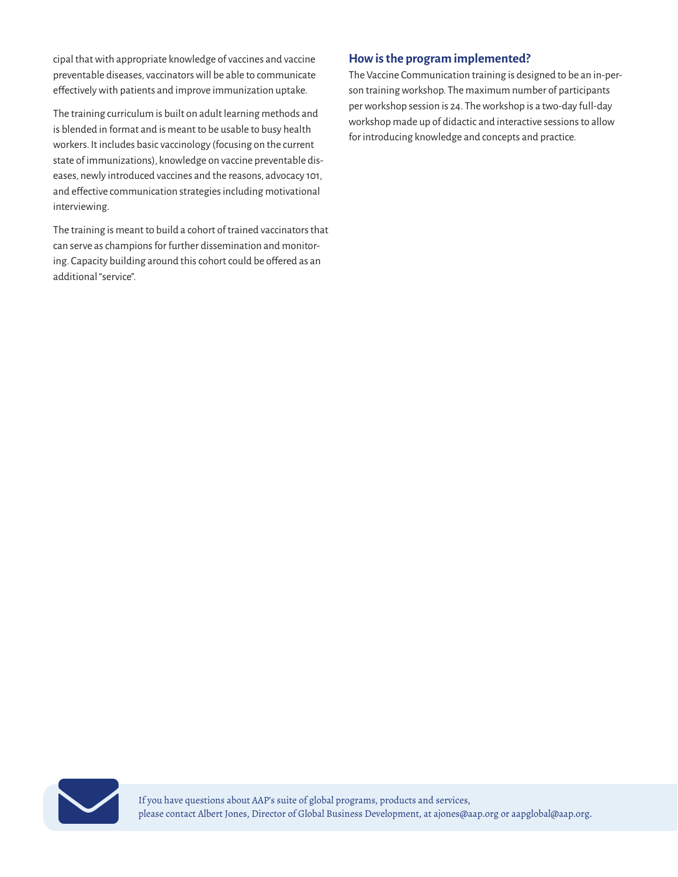cipal that with appropriate knowledge of vaccines and vaccine preventable diseases, vaccinators will be able to communicate effectively with patients and improve immunization uptake.

The training curriculum is built on adult learning methods and is blended in format and is meant to be usable to busy health workers. It includes basic vaccinology (focusing on the current state of immunizations), knowledge on vaccine preventable diseases, newly introduced vaccines and the reasons, advocacy 101, and effective communication strategies including motivational interviewing.

The training is meant to build a cohort of trained vaccinators that can serve as champions for further dissemination and monitoring. Capacity building around this cohort could be offered as an additional "service".

## How is the program implemented?

The Vaccine Communication training is designed to be an in-person training workshop. The maximum number of participants per workshop session is 24. The workshop is a two-day full-day workshop made up of didactic and interactive sessions to allow for introducing knowledge and concepts and practice.

If you have questions about AAP's suite of global programs, products and services, please contact Albert Jones, Director of Global Business Development, at ajones@aap.org or aapglobal@aap.org.